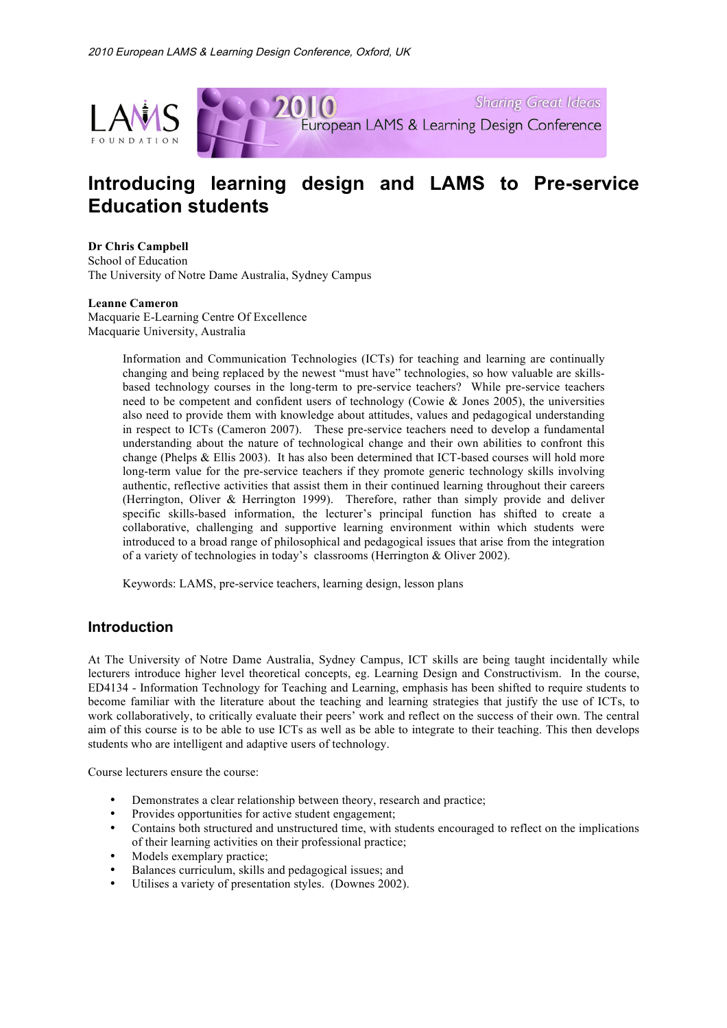# Introducing learning design and LAMS to Pre-service Education students

**Dr Chris Campbell**
School of Education
The University of Notre Dame Australia, Sydney Campus

**Leanne Cameron**
Macquarie E-Learning Centre Of Excellence
Macquarie University, Australia

Information and Communication Technologies (ICTs) for teaching and learning are continually changing and being replaced by the newest "must have" technologies, so how valuable are skills-based technology courses in the long-term to pre-service teachers? While pre-service teachers need to be competent and confident users of technology (Cowie & Jones 2005), the universities also need to provide them with knowledge about attitudes, values and pedagogical understanding in respect to ICTs (Cameron 2007). These pre-service teachers need to develop a fundamental understanding about the nature of technological change and their own abilities to confront this change (Phelps & Ellis 2003). It has also been determined that ICT-based courses will hold more long-term value for the pre-service teachers if they promote generic technology skills involving authentic, reflective activities that assist them in their continued learning throughout their careers (Herrington, Oliver & Herrington 1999). Therefore, rather than simply provide and deliver specific skills-based information, the lecturer's principal function has shifted to create a collaborative, challenging and supportive learning environment within which students were introduced to a broad range of philosophical and pedagogical issues that arise from the integration of a variety of technologies in today's classrooms (Herrington & Oliver 2002).

Keywords: LAMS, pre-service teachers, learning design, lesson plans

## Introduction

At The University of Notre Dame Australia, Sydney Campus, ICT skills are being taught incidentally while lecturers introduce higher level theoretical concepts, eg. Learning Design and Constructivism. In the course, ED4134 - Information Technology for Teaching and Learning, emphasis has been shifted to require students to become familiar with the literature about the teaching and learning strategies that justify the use of ICTs, to work collaboratively, to critically evaluate their peers' work and reflect on the success of their own. The central aim of this course is to be able to use ICTs as well as be able to integrate to their teaching. This then develops students who are intelligent and adaptive users of technology.

Course lecturers ensure the course:

- Demonstrates a clear relationship between theory, research and practice;
- Provides opportunities for active student engagement;
- Contains both structured and unstructured time, with students encouraged to reflect on the implications of their learning activities on their professional practice;
- Models exemplary practice;
- Balances curriculum, skills and pedagogical issues; and
- Utilises a variety of presentation styles. (Downes 2002).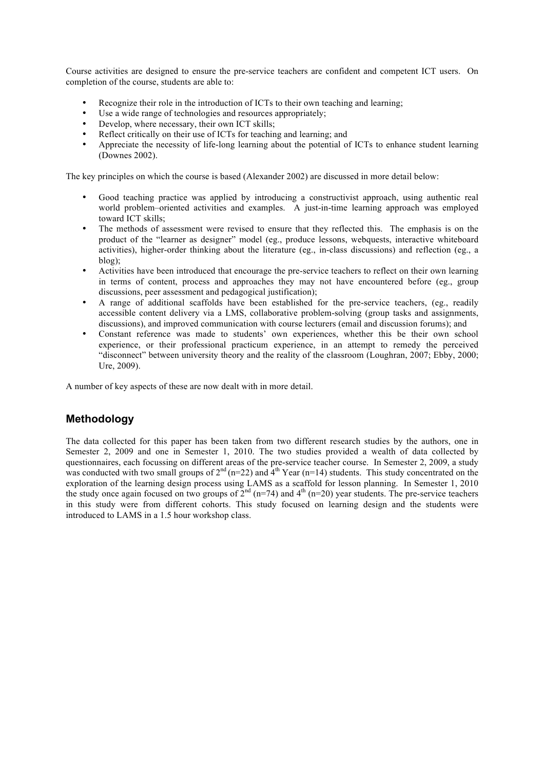Course activities are designed to ensure the pre-service teachers are confident and competent ICT users. On completion of the course, students are able to:

- Recognize their role in the introduction of ICTs to their own teaching and learning;
- Use a wide range of technologies and resources appropriately;
- Develop, where necessary, their own ICT skills;
- Reflect critically on their use of ICTs for teaching and learning; and
- Appreciate the necessity of life-long learning about the potential of ICTs to enhance student learning (Downes 2002).

The key principles on which the course is based (Alexander 2002) are discussed in more detail below:

- Good teaching practice was applied by introducing a constructivist approach, using authentic real world problem–oriented activities and examples. A just-in-time learning approach was employed toward ICT skills;
- The methods of assessment were revised to ensure that they reflected this. The emphasis is on the product of the "learner as designer" model (eg., produce lessons, webquests, interactive whiteboard activities), higher-order thinking about the literature (eg., in-class discussions) and reflection (eg., a blog);
- Activities have been introduced that encourage the pre-service teachers to reflect on their own learning in terms of content, process and approaches they may not have encountered before (eg., group discussions, peer assessment and pedagogical justification);
- A range of additional scaffolds have been established for the pre-service teachers, (eg., readily accessible content delivery via a LMS, collaborative problem-solving (group tasks and assignments, discussions), and improved communication with course lecturers (email and discussion forums); and
- Constant reference was made to students' own experiences, whether this be their own school experience, or their professional practicum experience, in an attempt to remedy the perceived "disconnect" between university theory and the reality of the classroom (Loughran, 2007; Ebby, 2000; Ure, 2009).

A number of key aspects of these are now dealt with in more detail.

## Methodology

The data collected for this paper has been taken from two different research studies by the authors, one in Semester 2, 2009 and one in Semester 1, 2010. The two studies provided a wealth of data collected by questionnaires, each focussing on different areas of the pre-service teacher course. In Semester 2, 2009, a study was conducted with two small groups of 2nd (n=22) and 4th Year (n=14) students. This study concentrated on the exploration of the learning design process using LAMS as a scaffold for lesson planning. In Semester 1, 2010 the study once again focused on two groups of 2nd (n=74) and 4th (n=20) year students. The pre-service teachers in this study were from different cohorts. This study focused on learning design and the students were introduced to LAMS in a 1.5 hour workshop class.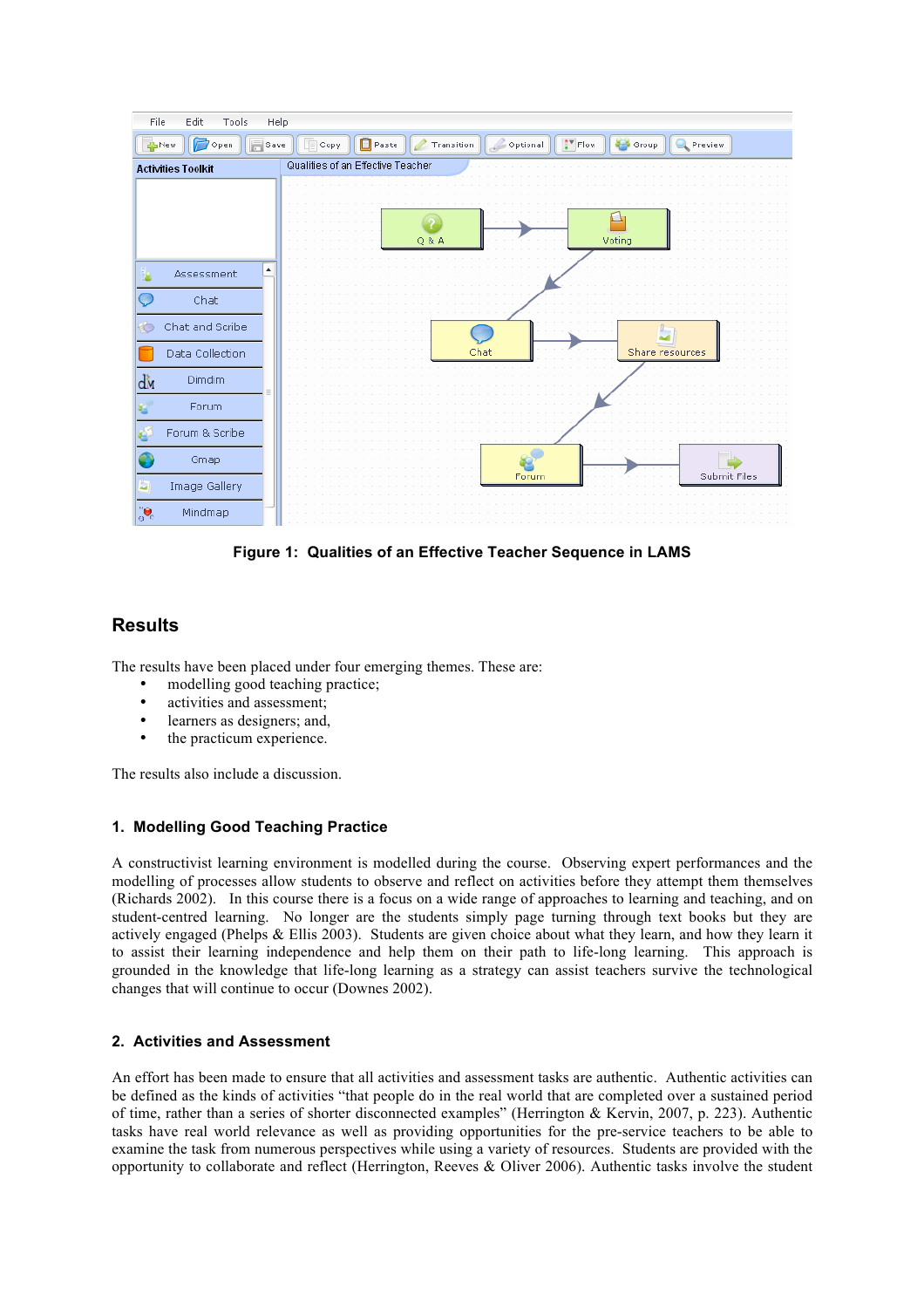Figure 1: Qualities of an Effective Teacher Sequence in LAMS

## Results

The results have been placed under four emerging themes. These are:

- modelling good teaching practice;
- activities and assessment;
- learners as designers; and,
- the practicum experience.

The results also include a discussion.

### 1. Modelling Good Teaching Practice

A constructivist learning environment is modelled during the course. Observing expert performances and the modelling of processes allow students to observe and reflect on activities before they attempt them themselves (Richards 2002). In this course there is a focus on a wide range of approaches to learning and teaching, and on student-centred learning. No longer are the students simply page turning through text books but they are actively engaged (Phelps & Ellis 2003). Students are given choice about what they learn, and how they learn it to assist their learning independence and help them on their path to life-long learning. This approach is grounded in the knowledge that life-long learning as a strategy can assist teachers survive the technological changes that will continue to occur (Downes 2002).

### 2. Activities and Assessment

An effort has been made to ensure that all activities and assessment tasks are authentic. Authentic activities can be defined as the kinds of activities "that people do in the real world that are completed over a sustained period of time, rather than a series of shorter disconnected examples" (Herrington & Kervin, 2007, p. 223). Authentic tasks have real world relevance as well as providing opportunities for the pre-service teachers to be able to examine the task from numerous perspectives while using a variety of resources. Students are provided with the opportunity to collaborate and reflect (Herrington, Reeves & Oliver 2006). Authentic tasks involve the student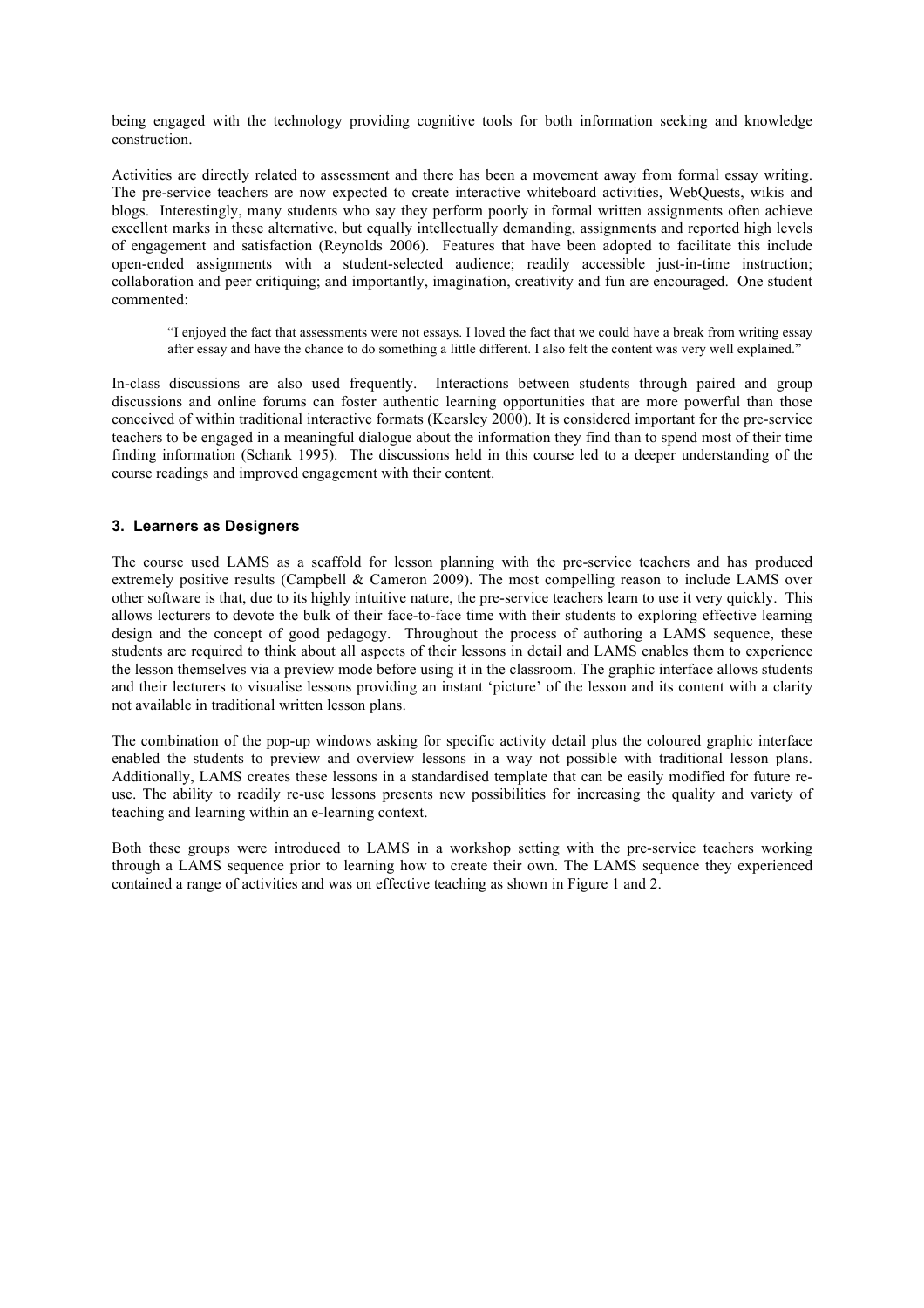being engaged with the technology providing cognitive tools for both information seeking and knowledge construction.

Activities are directly related to assessment and there has been a movement away from formal essay writing. The pre-service teachers are now expected to create interactive whiteboard activities, WebQuests, wikis and blogs. Interestingly, many students who say they perform poorly in formal written assignments often achieve excellent marks in these alternative, but equally intellectually demanding, assignments and reported high levels of engagement and satisfaction (Reynolds 2006). Features that have been adopted to facilitate this include open-ended assignments with a student-selected audience; readily accessible just-in-time instruction; collaboration and peer critiquing; and importantly, imagination, creativity and fun are encouraged. One student commented:

> "I enjoyed the fact that assessments were not essays. I loved the fact that we could have a break from writing essay after essay and have the chance to do something a little different. I also felt the content was very well explained."

In-class discussions are also used frequently. Interactions between students through paired and group discussions and online forums can foster authentic learning opportunities that are more powerful than those conceived of within traditional interactive formats (Kearsley 2000). It is considered important for the pre-service teachers to be engaged in a meaningful dialogue about the information they find than to spend most of their time finding information (Schank 1995). The discussions held in this course led to a deeper understanding of the course readings and improved engagement with their content.

### 3. Learners as Designers

The course used LAMS as a scaffold for lesson planning with the pre-service teachers and has produced extremely positive results (Campbell & Cameron 2009). The most compelling reason to include LAMS over other software is that, due to its highly intuitive nature, the pre-service teachers learn to use it very quickly. This allows lecturers to devote the bulk of their face-to-face time with their students to exploring effective learning design and the concept of good pedagogy. Throughout the process of authoring a LAMS sequence, these students are required to think about all aspects of their lessons in detail and LAMS enables them to experience the lesson themselves via a preview mode before using it in the classroom. The graphic interface allows students and their lecturers to visualise lessons providing an instant 'picture' of the lesson and its content with a clarity not available in traditional written lesson plans.

The combination of the pop-up windows asking for specific activity detail plus the coloured graphic interface enabled the students to preview and overview lessons in a way not possible with traditional lesson plans. Additionally, LAMS creates these lessons in a standardised template that can be easily modified for future re-use. The ability to readily re-use lessons presents new possibilities for increasing the quality and variety of teaching and learning within an e-learning context.

Both these groups were introduced to LAMS in a workshop setting with the pre-service teachers working through a LAMS sequence prior to learning how to create their own. The LAMS sequence they experienced contained a range of activities and was on effective teaching as shown in Figure 1 and 2.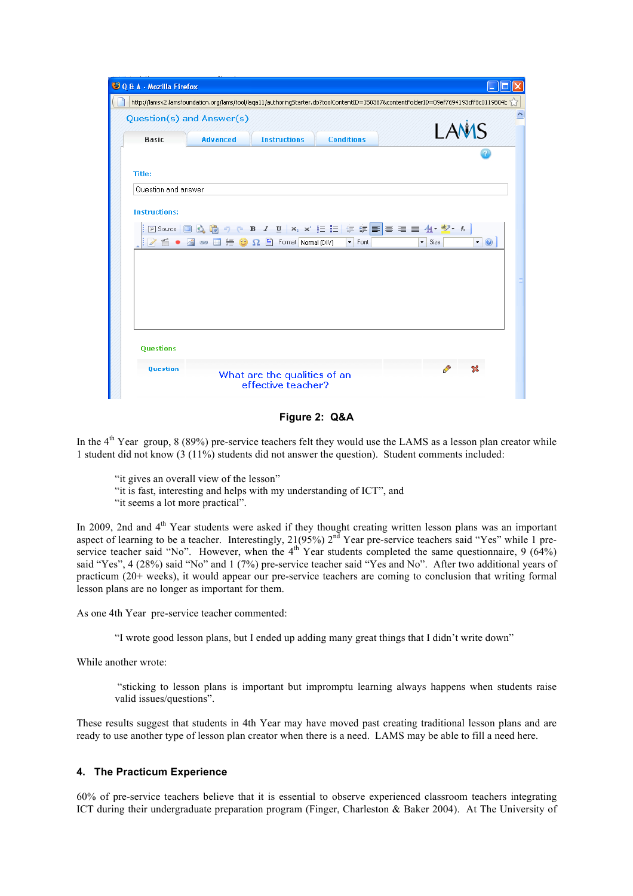**Figure 2: Q&A**

In the 4th Year group, 8 (89%) pre-service teachers felt they would use the LAMS as a lesson plan creator while 1 student did not know (3 (11%) students did not answer the question). Student comments included:

> "it gives an overall view of the lesson"
> "it is fast, interesting and helps with my understanding of ICT", and
> "it seems a lot more practical".

In 2009, 2nd and 4th Year students were asked if they thought creating written lesson plans was an important aspect of learning to be a teacher. Interestingly, 21(95%) 2nd Year pre-service teachers said "Yes" while 1 pre-service teacher said "No". However, when the 4th Year students completed the same questionnaire, 9 (64%) said "Yes", 4 (28%) said "No" and 1 (7%) pre-service teacher said "Yes and No". After two additional years of practicum (20+ weeks), it would appear our pre-service teachers are coming to conclusion that writing formal lesson plans are no longer as important for them.

As one 4th Year pre-service teacher commented:

> "I wrote good lesson plans, but I ended up adding many great things that I didn't write down"

While another wrote:

> "sticking to lesson plans is important but impromptu learning always happens when students raise valid issues/questions".

These results suggest that students in 4th Year may have moved past creating traditional lesson plans and are ready to use another type of lesson plan creator when there is a need. LAMS may be able to fill a need here.

## 4. The Practicum Experience

60% of pre-service teachers believe that it is essential to observe experienced classroom teachers integrating ICT during their undergraduate preparation program (Finger, Charleston & Baker 2004). At The University of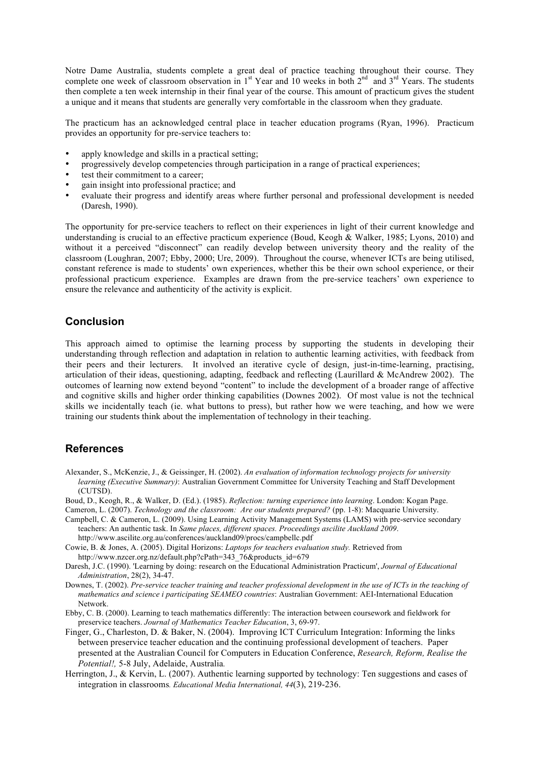Notre Dame Australia, students complete a great deal of practice teaching throughout their course. They complete one week of classroom observation in 1st Year and 10 weeks in both 2nd and 3rd Years. The students then complete a ten week internship in their final year of the course. This amount of practicum gives the student a unique and it means that students are generally very comfortable in the classroom when they graduate.

The practicum has an acknowledged central place in teacher education programs (Ryan, 1996). Practicum provides an opportunity for pre-service teachers to:

- apply knowledge and skills in a practical setting;
- progressively develop competencies through participation in a range of practical experiences;
- test their commitment to a career;
- gain insight into professional practice; and
- evaluate their progress and identify areas where further personal and professional development is needed (Daresh, 1990).

The opportunity for pre-service teachers to reflect on their experiences in light of their current knowledge and understanding is crucial to an effective practicum experience (Boud, Keogh & Walker, 1985; Lyons, 2010) and without it a perceived "disconnect" can readily develop between university theory and the reality of the classroom (Loughran, 2007; Ebby, 2000; Ure, 2009). Throughout the course, whenever ICTs are being utilised, constant reference is made to students' own experiences, whether this be their own school experience, or their professional practicum experience. Examples are drawn from the pre-service teachers' own experience to ensure the relevance and authenticity of the activity is explicit.

## Conclusion

This approach aimed to optimise the learning process by supporting the students in developing their understanding through reflection and adaptation in relation to authentic learning activities, with feedback from their peers and their lecturers. It involved an iterative cycle of design, just-in-time-learning, practising, articulation of their ideas, questioning, adapting, feedback and reflecting (Laurillard & McAndrew 2002). The outcomes of learning now extend beyond "content" to include the development of a broader range of affective and cognitive skills and higher order thinking capabilities (Downes 2002). Of most value is not the technical skills we incidentally teach (ie. what buttons to press), but rather how we were teaching, and how we were training our students think about the implementation of technology in their teaching.

## References

Alexander, S., McKenzie, J., & Geissinger, H. (2002). *An evaluation of information technology projects for university learning (Executive Summary)*: Australian Government Committee for University Teaching and Staff Development (CUTSD).

Boud, D., Keogh, R., & Walker, D. (Ed.). (1985). *Reflection: turning experience into learning*. London: Kogan Page.

Cameron, L. (2007). *Technology and the classroom: Are our students prepared?* (pp. 1-8): Macquarie University.

Campbell, C. & Cameron, L. (2009). Using Learning Activity Management Systems (LAMS) with pre-service secondary teachers: An authentic task. In *Same places, different spaces. Proceedings ascilite Auckland 2009*. http://www.ascilite.org.au/conferences/auckland09/procs/campbellc.pdf

Cowie, B. & Jones, A. (2005). Digital Horizons: *Laptops for teachers evaluation study.* Retrieved from http://www.nzcer.org.nz/default.php?cPath=343_76&products_id=679

Daresh, J.C. (1990). 'Learning by doing: research on the Educational Administration Practicum', *Journal of Educational Administration*, 28(2), 34-47.

Downes, T. (2002). *Pre-service teacher training and teacher professional development in the use of ICTs in the teaching of mathematics and science i participating SEAMEO countries*: Australian Government: AEI-International Education Network.

Ebby, C. B. (2000). Learning to teach mathematics differently: The interaction between coursework and fieldwork for preservice teachers. *Journal of Mathematics Teacher Education*, 3, 69-97.

Finger, G., Charleston, D. & Baker, N. (2004). Improving ICT Curriculum Integration: Informing the links between preservice teacher education and the continuing professional development of teachers. Paper presented at the Australian Council for Computers in Education Conference, *Research, Reform, Realise the Potential!,* 5-8 July, Adelaide, Australia.

Herrington, J., & Kervin, L. (2007). Authentic learning supported by technology: Ten suggestions and cases of integration in classrooms. *Educational Media International, 44*(3), 219-236.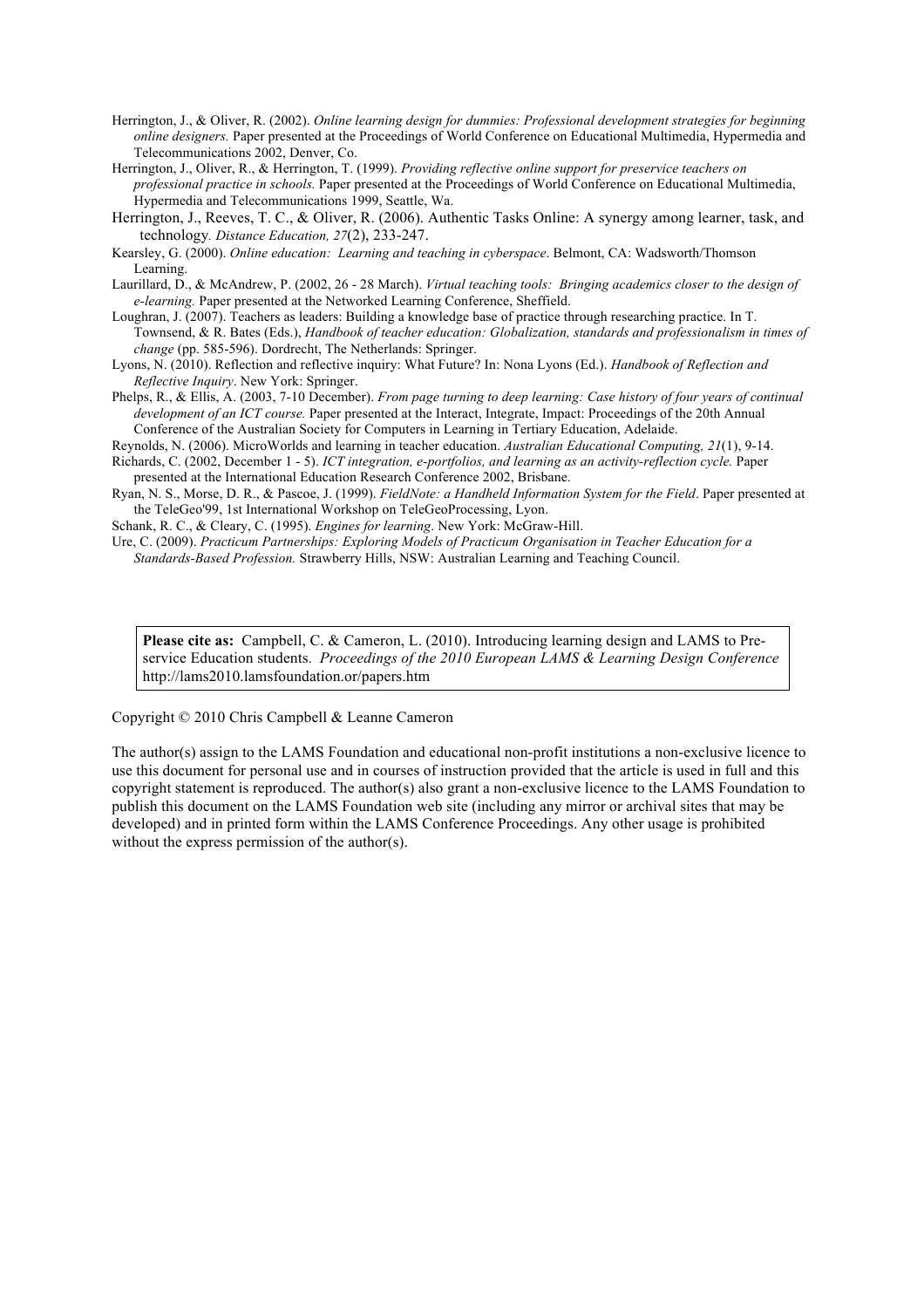Herrington, J., & Oliver, R. (2002). *Online learning design for dummies: Professional development strategies for beginning online designers.* Paper presented at the Proceedings of World Conference on Educational Multimedia, Hypermedia and Telecommunications 2002, Denver, Co.

Herrington, J., Oliver, R., & Herrington, T. (1999). *Providing reflective online support for preservice teachers on professional practice in schools.* Paper presented at the Proceedings of World Conference on Educational Multimedia, Hypermedia and Telecommunications 1999, Seattle, Wa.

Herrington, J., Reeves, T. C., & Oliver, R. (2006). Authentic Tasks Online: A synergy among learner, task, and technology*. Distance Education, 27*(2), 233-247.

Kearsley, G. (2000). *Online education: Learning and teaching in cyberspace*. Belmont, CA: Wadsworth/Thomson Learning.

Laurillard, D., & McAndrew, P. (2002, 26 - 28 March). *Virtual teaching tools: Bringing academics closer to the design of e-learning.* Paper presented at the Networked Learning Conference, Sheffield.

Loughran, J. (2007). Teachers as leaders: Building a knowledge base of practice through researching practice. In T. Townsend, & R. Bates (Eds.), *Handbook of teacher education: Globalization, standards and professionalism in times of change* (pp. 585-596). Dordrecht, The Netherlands: Springer.

Lyons, N. (2010). Reflection and reflective inquiry: What Future? In: Nona Lyons (Ed.). *Handbook of Reflection and Reflective Inquiry*. New York: Springer.

Phelps, R., & Ellis, A. (2003, 7-10 December). *From page turning to deep learning: Case history of four years of continual development of an ICT course.* Paper presented at the Interact, Integrate, Impact: Proceedings of the 20th Annual Conference of the Australian Society for Computers in Learning in Tertiary Education, Adelaide.

Reynolds, N. (2006). MicroWorlds and learning in teacher education. *Australian Educational Computing, 21*(1), 9-14.

Richards, C. (2002, December 1 - 5). *ICT integration, e-portfolios, and learning as an activity-reflection cycle.* Paper presented at the International Education Research Conference 2002, Brisbane.

Ryan, N. S., Morse, D. R., & Pascoe, J. (1999). *FieldNote: a Handheld Information System for the Field*. Paper presented at the TeleGeo'99, 1st International Workshop on TeleGeoProcessing, Lyon.

Schank, R. C., & Cleary, C. (1995). *Engines for learning*. New York: McGraw-Hill.

Ure, C. (2009). *Practicum Partnerships: Exploring Models of Practicum Organisation in Teacher Education for a Standards-Based Profession.* Strawberry Hills, NSW: Australian Learning and Teaching Council.

**Please cite as:** Campbell, C. & Cameron, L. (2010). Introducing learning design and LAMS to Pre-service Education students. *Proceedings of the 2010 European LAMS & Learning Design Conference* http://lams2010.lamsfoundation.or/papers.htm

Copyright © 2010 Chris Campbell & Leanne Cameron

The author(s) assign to the LAMS Foundation and educational non-profit institutions a non-exclusive licence to use this document for personal use and in courses of instruction provided that the article is used in full and this copyright statement is reproduced. The author(s) also grant a non-exclusive licence to the LAMS Foundation to publish this document on the LAMS Foundation web site (including any mirror or archival sites that may be developed) and in printed form within the LAMS Conference Proceedings. Any other usage is prohibited without the express permission of the author(s).